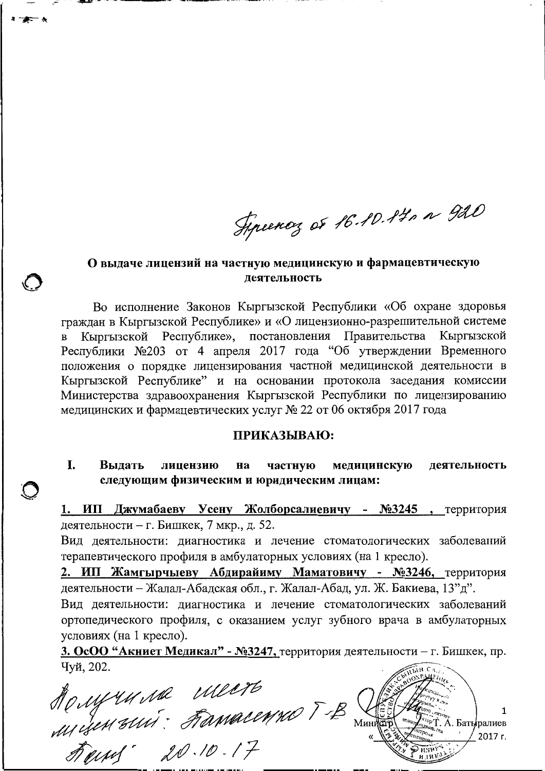Приказ от 16.10.17г № 920

## О выдаче лицензий на частную медицинскую и фармацевтическую деятельность

Во исполнение Законов Кыргызской Республики «Об охране здоровья граждан в Кыргызской Республике» и «О лицензионно-разрешительной системе в Кыргызской Республике», постановления Правительства Кыргызской Республики №203 от 4 апреля 2017 года "Об утверждении Временного положения о порядке лицензирования частной медицинской деятельности в Кыргызской Республике" и на основании протокола заседания комиссии Министерства здравоохранения Кыргызской Республики по лицензированию медицинских и фармацевтических услуг № 22 от 06 октября 2017 года

**ПРИКАЗЫВАЮ:**

**I. Выдать лицензию на частную медицинскую деятельность следующим физическим и юридическим лицам:**

**1. ИП Джумабаеву Усену Жолборсалиевичу - №3245 ,** территория деятельности – г. Бишкек, 7 мкр., д. 52.

Вид деятельности: диагностика и лечение стоматологических заболеваний терапевтического профиля в амбулаторных условиях (на 1 кресло).

**2. ИП Жамгырчыеву Абдирайиму Маматовичу - №3246,** территория деятельности – Жалал-Абадская обл., г. Жалал-Абад, ул. Ж. Бакиева, 13"д".

Вид деятельности: диагностика и лечение стоматологических заболеваний ортопедического профиля, с оказанием услуг зубного врача в амбулаторных условиях (на 1 кресло).

**3. ОсОО "Акниет Медикал" - №3247,** территория деятельности – г. Бишкек, пр. Чуй, 202.

Получила шесть лицензий: Каманенко Т-В
20.10.17

Министр Т. А. Батыралиев
« ___ » ________ 2017 г.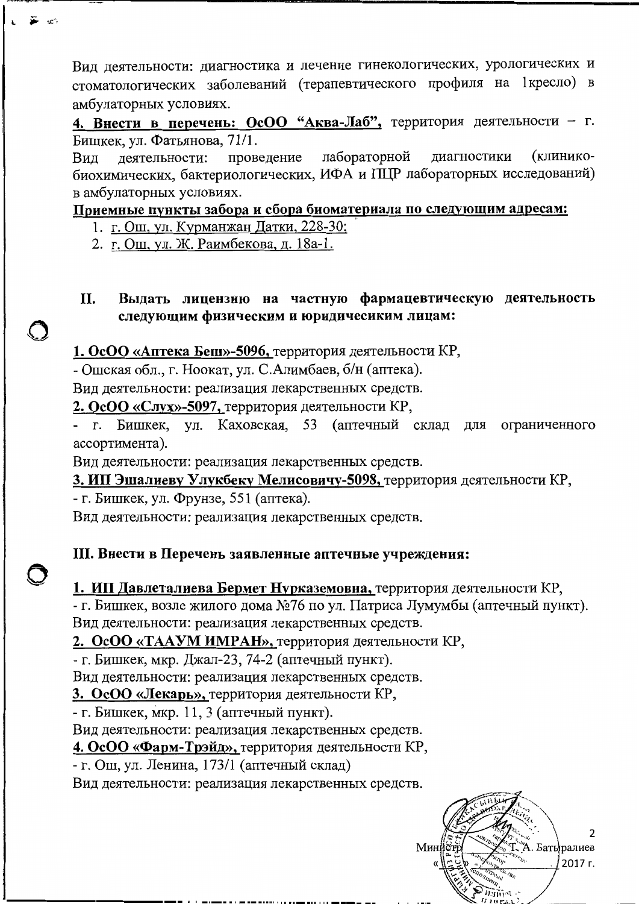Вид деятельности: диагностика и лечение гинекологических, урологических и стоматологических заболеваний (терапевтического профиля на 1кресло) в амбулаторных условиях.

**4. Внести в перечень: ОсОО "Аква-Лаб",** территория деятельности – г. Бишкек, ул. Фатьянова, 71/1.

Вид деятельности: проведение лабораторной диагностики (клинико-биохимических, бактериологических, ИФА и ПЦР лабораторных исследований) в амбулаторных условиях.

**Приемные пункты забора и сбора биоматериала по следующим адресам:**

1. г. Ош, ул. Курманжан Датки, 228-30;
2. г. Ош, ул. Ж. Раимбекова, д. 18а-1.

## II. Выдать лицензию на частную фармацевтическую деятельность следующим физическим и юридичесиким лицам:

**1. ОсОО «Аптека Беш»-5096,** территория деятельности КР,

- Ошская обл., г. Ноокат, ул. С.Алимбаев, б/н (аптека).

Вид деятельности: реализация лекарственных средств.

**2. ОсОО «Слух»-5097,** территория деятельности КР,

- г. Бишкек, ул. Каховская, 53 (аптечный склад для ограниченного ассортимента).

Вид деятельности: реализация лекарственных средств.

**3. ИП Эшалиеву Улукбеку Мелисовичу-5098,** территория деятельности КР,

- г. Бишкек, ул. Фрунзе, 551 (аптека).

Вид деятельности: реализация лекарственных средств.

## III. Внести в Перечень заявленные аптечные учреждения:

**1. ИП Давлеталиева Бермет Нурказемовна,** территория деятельности КР,

- г. Бишкек, возле жилого дома №76 по ул. Патриса Лумумбы (аптечный пункт).

Вид деятельности: реализация лекарственных средств.

**2. ОсОО «ТААУМ ИМРАН»,** территория деятельности КР,

- г. Бишкек, мкр. Джал-23, 74-2 (аптечный пункт).

Вид деятельности: реализация лекарственных средств.

**3. ОсОО «Лекарь»,** территория деятельности КР,

- г. Бишкек, мкр. 11, 3 (аптечный пункт).

Вид деятельности: реализация лекарственных средств.

**4. ОсОО «Фарм-Трэйд»,** территория деятельности КР,

- г. Ош, ул. Ленина, 173/1 (аптечный склад)

Вид деятельности: реализация лекарственных средств.

Министр Т. А. Батыралиев

« » 2017 г.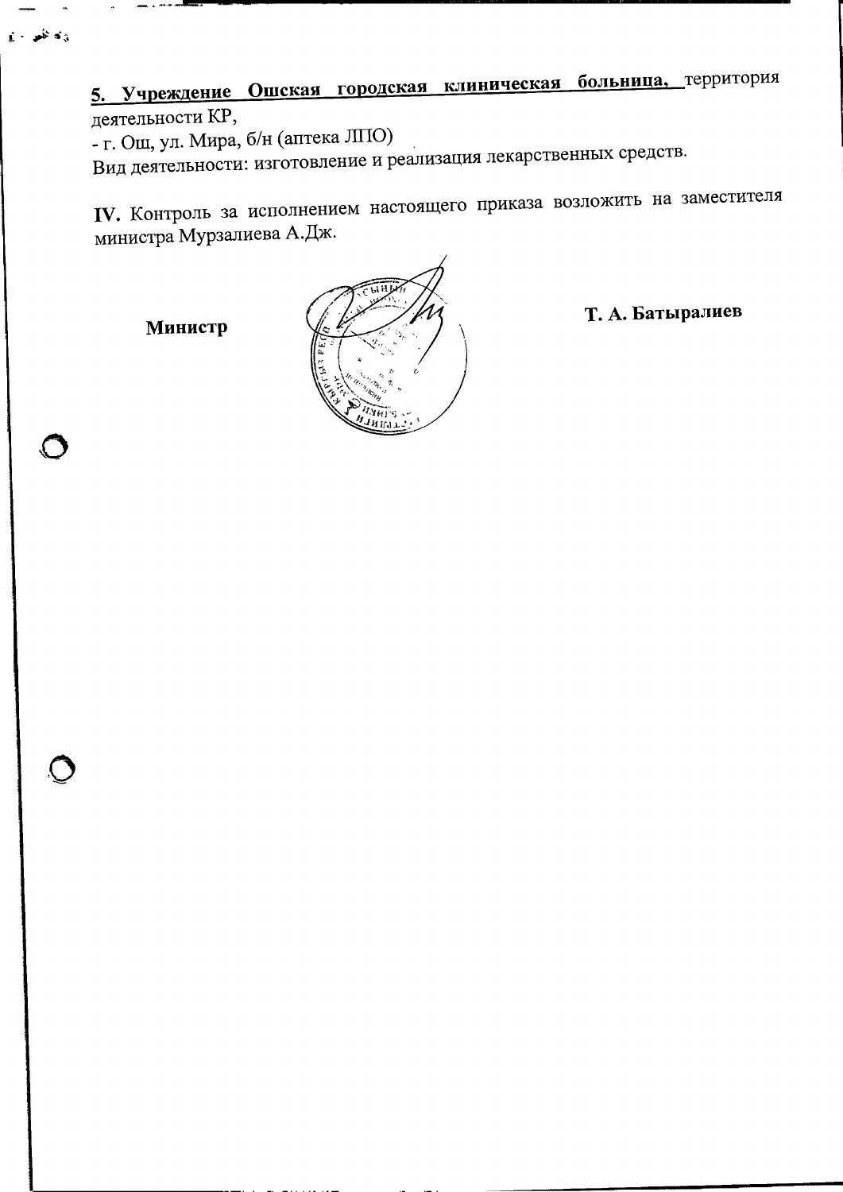**5. Учреждение Ошская городская клиническая больница,** территория деятельности КР,

- г. Ош, ул. Мира, б/н (аптека ЛПО)

Вид деятельности: изготовление и реализация лекарственных средств.

**IV.** Контроль за исполнением настоящего приказа возложить на заместителя министра Мурзалиева А.Дж.

**Министр** **Т. А. Батыралиев**